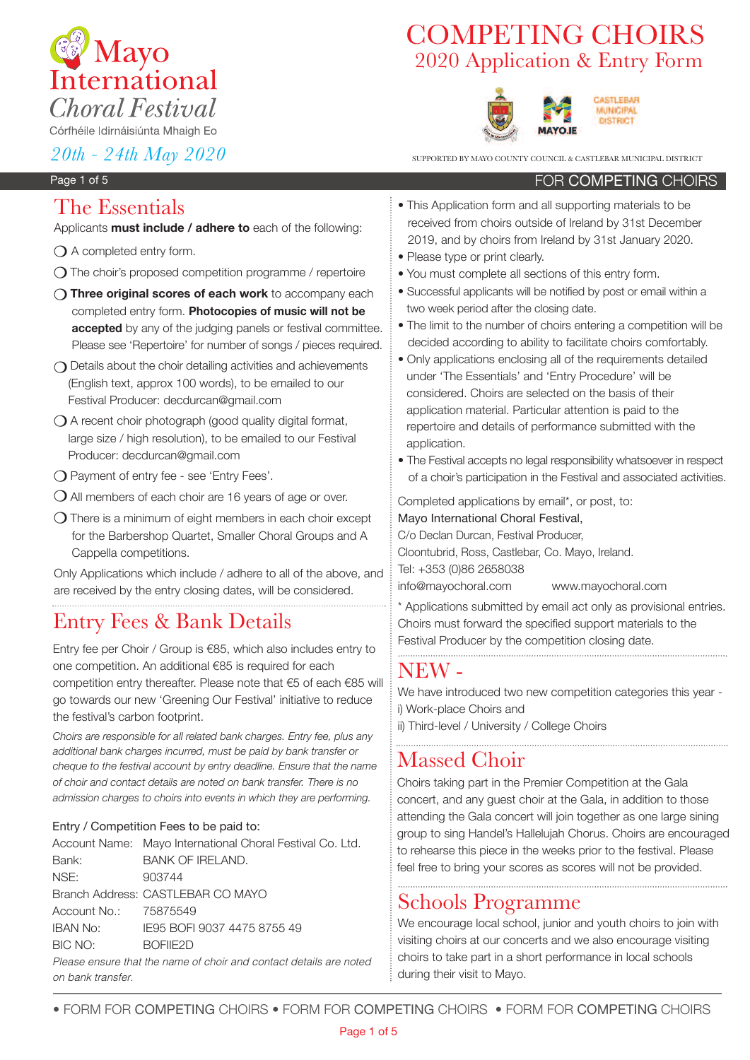# Mayo International Choral Festival

Córfhéile Idirnáisiúnta Mhaigh Eo

*20th - 24th May 2020*

# COMPETING CHOIRS

## 2020 Application & Entry Form

SUPPORTED BY MAYO COUNTY COUNCIL & CASTLEBAR MUNICIPAL DISTRICT

FOR **COMPETING** CHOIRS

## The Essentials

Applicants **must include / adhere to** each of the following:

- ❍ A completed entry form.
- ❍ The choir's proposed competition programme / repertoire
- ❍ **Three original scores of each work** to accompany each completed entry form. **Photocopies of music will not be accepted** by any of the judging panels or festival committee. Please see 'Repertoire' for number of songs / pieces required.
- ❍ Details about the choir detailing activities and achievements (English text, approx 100 words), to be emailed to our Festival Producer: decdurcan@gmail.com
- ❍ A recent choir photograph (good quality digital format, large size / high resolution), to be emailed to our Festival Producer: decdurcan@gmail.com
- ❍ Payment of entry fee - see 'Entry Fees'.
- ❍ All members of each choir are 16 years of age or over.
- ❍ There is a minimum of eight members in each choir except for the Barbershop Quartet, Smaller Choral Groups and A Cappella competitions.

Only Applications which include / adhere to all of the above, and are received by the entry closing dates, will be considered.

## Entry Fees & Bank Details

Entry fee per Choir / Group is €85, which also includes entry to one competition. An additional €85 is required for each competition entry thereafter. Please note that €5 of each €85 will go towards our new 'Greening Our Festival' initiative to reduce the festival's carbon footprint.

*Choirs are responsible for all related bank charges. Entry fee, plus any additional bank charges incurred, must be paid by bank transfer or cheque to the festival account by entry deadline. Ensure that the name of choir and contact details are noted on bank transfer. There is no admission charges to choirs into events in which they are performing.*

Entry / Competition Fees to be paid to:

| | |
|---|---|
| Account Name: | Mayo International Choral Festival Co. Ltd. |
| Bank: | BANK OF IRELAND. |
| NSE: | 903744 |
| Branch Address: | CASTLEBAR CO MAYO |
| Account No.: | 75875549 |
| IBAN No: | IE95 BOFI 9037 4475 8755 49 |
| BIC NO: | BOFIIE2D |

*Please ensure that the name of choir and contact details are noted on bank transfer.*

- This Application form and all supporting materials to be received from choirs outside of Ireland by 31st December 2019, and by choirs from Ireland by 31st January 2020.
- Please type or print clearly.
- You must complete all sections of this entry form.
- Successful applicants will be notified by post or email within a two week period after the closing date.
- The limit to the number of choirs entering a competition will be decided according to ability to facilitate choirs comfortably.
- Only applications enclosing all of the requirements detailed under 'The Essentials' and 'Entry Procedure' will be considered. Choirs are selected on the basis of their application material. Particular attention is paid to the repertoire and details of performance submitted with the application.
- The Festival accepts no legal responsibility whatsoever in respect of a choir's participation in the Festival and associated activities.

Completed applications by email*, or post, to:
Mayo International Choral Festival,
C/o Declan Durcan, Festival Producer,
Cloontubrid, Ross, Castlebar, Co. Mayo, Ireland.
Tel: +353 (0)86 2658038
info@mayochoral.com www.mayochoral.com

\* Applications submitted by email act only as provisional entries. Choirs must forward the specified support materials to the Festival Producer by the competition closing date.

## NEW -

We have introduced two new competition categories this year -
i) Work-place Choirs and
ii) Third-level / University / College Choirs

## Massed Choir

Choirs taking part in the Premier Competition at the Gala concert, and any guest choir at the Gala, in addition to those attending the Gala concert will join together as one large sining group to sing Handel's Hallelujah Chorus. Choirs are encouraged to rehearse this piece in the weeks prior to the festival. Please feel free to bring your scores as scores will not be provided.

## Schools Programme

We encourage local school, junior and youth choirs to join with visiting choirs at our concerts and we also encourage visiting choirs to take part in a short performance in local schools during their visit to Mayo.

• FORM FOR **COMPETING** CHOIRS • FORM FOR **COMPETING** CHOIRS • FORM FOR **COMPETING** CHOIRS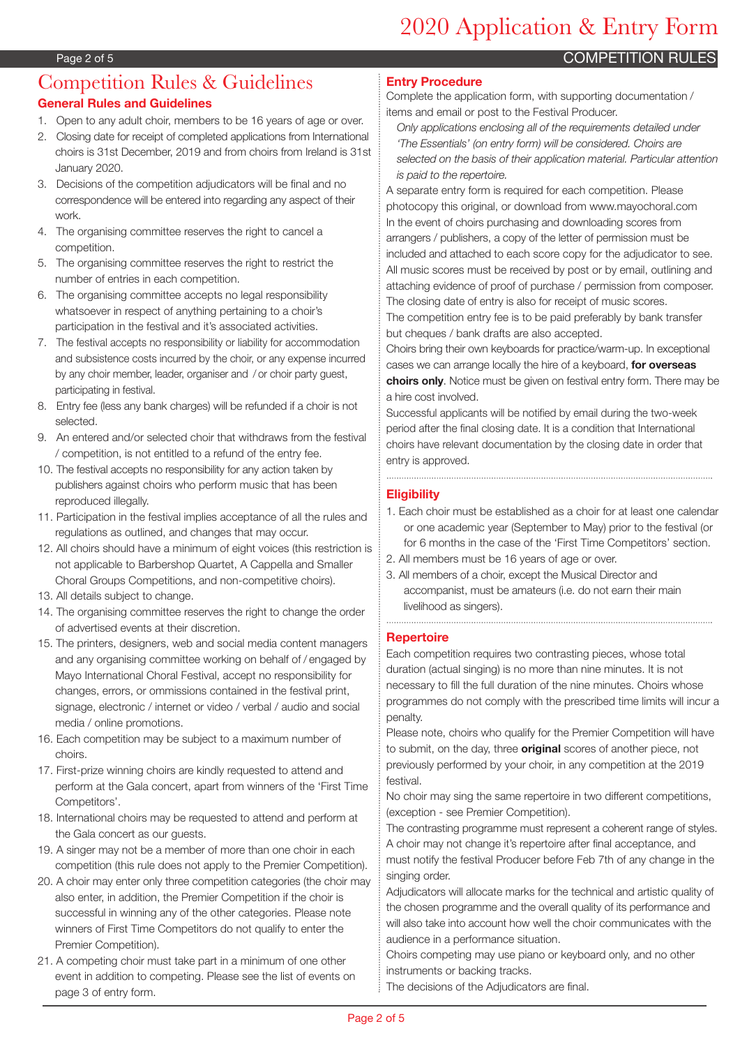# Competition Rules & Guidelines

## General Rules and Guidelines

1. Open to any adult choir, members to be 16 years of age or over.
2. Closing date for receipt of completed applications from International choirs is 31st December, 2019 and from choirs from Ireland is 31st January 2020.
3. Decisions of the competition adjudicators will be final and no correspondence will be entered into regarding any aspect of their work.
4. The organising committee reserves the right to cancel a competition.
5. The organising committee reserves the right to restrict the number of entries in each competition.
6. The organising committee accepts no legal responsibility whatsoever in respect of anything pertaining to a choir's participation in the festival and it's associated activities.
7. The festival accepts no responsibility or liability for accommodation and subsistence costs incurred by the choir, or any expense incurred by any choir member, leader, organiser and / or choir party guest, participating in festival.
8. Entry fee (less any bank charges) will be refunded if a choir is not selected.
9. An entered and/or selected choir that withdraws from the festival / competition, is not entitled to a refund of the entry fee.
10. The festival accepts no responsibility for any action taken by publishers against choirs who perform music that has been reproduced illegally.
11. Participation in the festival implies acceptance of all the rules and regulations as outlined, and changes that may occur.
12. All choirs should have a minimum of eight voices (this restriction is not applicable to Barbershop Quartet, A Cappella and Smaller Choral Groups Competitions, and non-competitive choirs).
13. All details subject to change.
14. The organising committee reserves the right to change the order of advertised events at their discretion.
15. The printers, designers, web and social media content managers and any organising committee working on behalf of / engaged by Mayo International Choral Festival, accept no responsibility for changes, errors, or ommissions contained in the festival print, signage, electronic / internet or video / verbal / audio and social media / online promotions.
16. Each competition may be subject to a maximum number of choirs.
17. First-prize winning choirs are kindly requested to attend and perform at the Gala concert, apart from winners of the 'First Time Competitors'.
18. International choirs may be requested to attend and perform at the Gala concert as our guests.
19. A singer may not be a member of more than one choir in each competition (this rule does not apply to the Premier Competition).
20. A choir may enter only three competition categories (the choir may also enter, in addition, the Premier Competition if the choir is successful in winning any of the other categories. Please note winners of First Time Competitors do not qualify to enter the Premier Competition).
21. A competing choir must take part in a minimum of one other event in addition to competing. Please see the list of events on page 3 of entry form.

## Entry Procedure

Complete the application form, with supporting documentation / items and email or post to the Festival Producer.

*Only applications enclosing all of the requirements detailed under 'The Essentials' (on entry form) will be considered. Choirs are selected on the basis of their application material. Particular attention is paid to the repertoire.*

A separate entry form is required for each competition. Please photocopy this original, or download from www.mayochoral.com

In the event of choirs purchasing and downloading scores from arrangers / publishers, a copy of the letter of permission must be included and attached to each score copy for the adjudicator to see.

All music scores must be received by post or by email, outlining and attaching evidence of proof of purchase / permission from composer.

The closing date of entry is also for receipt of music scores.

The competition entry fee is to be paid preferably by bank transfer but cheques / bank drafts are also accepted.

Choirs bring their own keyboards for practice/warm-up. In exceptional cases we can arrange locally the hire of a keyboard, **for overseas choirs only**. Notice must be given on festival entry form. There may be a hire cost involved.

Successful applicants will be notified by email during the two-week period after the final closing date. It is a condition that International choirs have relevant documentation by the closing date in order that entry is approved.

## Eligibility

1. Each choir must be established as a choir for at least one calendar or one academic year (September to May) prior to the festival (or for 6 months in the case of the 'First Time Competitors' section.
2. All members must be 16 years of age or over.
3. All members of a choir, except the Musical Director and accompanist, must be amateurs (i.e. do not earn their main livelihood as singers).

## Repertoire

Each competition requires two contrasting pieces, whose total duration (actual singing) is no more than nine minutes. It is not necessary to fill the full duration of the nine minutes. Choirs whose programmes do not comply with the prescribed time limits will incur a penalty.

Please note, choirs who qualify for the Premier Competition will have to submit, on the day, three **original** scores of another piece, not previously performed by your choir, in any competition at the 2019 festival.

No choir may sing the same repertoire in two different competitions, (exception - see Premier Competition).

The contrasting programme must represent a coherent range of styles.

A choir may not change it's repertoire after final acceptance, and must notify the festival Producer before Feb 7th of any change in the singing order.

Adjudicators will allocate marks for the technical and artistic quality of the chosen programme and the overall quality of its performance and will also take into account how well the choir communicates with the audience in a performance situation.

Choirs competing may use piano or keyboard only, and no other instruments or backing tracks.

The decisions of the Adjudicators are final.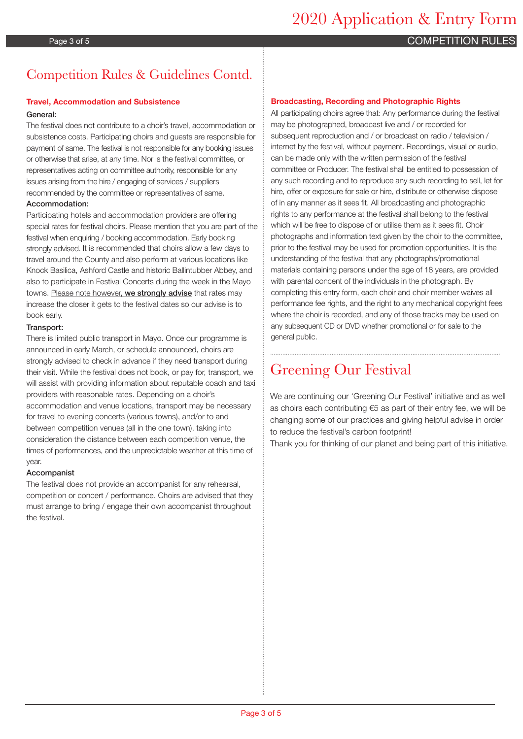# Competition Rules & Guidelines Contd.

### Travel, Accommodation and Subsistence

**General:**

The festival does not contribute to a choir's travel, accommodation or subsistence costs. Participating choirs and guests are responsible for payment of same. The festival is not responsible for any booking issues or otherwise that arise, at any time. Nor is the festival committee, or representatives acting on committee authority, responsible for any issues arising from the hire / engaging of services / suppliers recommended by the committee or representatives of same.

**Accommodation:**

Participating hotels and accommodation providers are offering special rates for festival choirs. Please mention that you are part of the festival when enquiring / booking accommodation. Early booking strongly advised. It is recommended that choirs allow a few days to travel around the County and also perform at various locations like Knock Basilica, Ashford Castle and historic Ballintubber Abbey, and also to participate in Festival Concerts during the week in the Mayo towns. Please note however, **we strongly advise** that rates may increase the closer it gets to the festival dates so our advise is to book early.

**Transport:**

There is limited public transport in Mayo. Once our programme is announced in early March, or schedule announced, choirs are strongly advised to check in advance if they need transport during their visit. While the festival does not book, or pay for, transport, we will assist with providing information about reputable coach and taxi providers with reasonable rates. Depending on a choir's accommodation and venue locations, transport may be necessary for travel to evening concerts (various towns), and/or to and between competition venues (all in the one town), taking into consideration the distance between each competition venue, the times of performances, and the unpredictable weather at this time of year.

**Accompanist**

The festival does not provide an accompanist for any rehearsal, competition or concert / performance. Choirs are advised that they must arrange to bring / engage their own accompanist throughout the festival.

### Broadcasting, Recording and Photographic Rights

All participating choirs agree that: Any performance during the festival may be photographed, broadcast live and / or recorded for subsequent reproduction and / or broadcast on radio / television / internet by the festival, without payment. Recordings, visual or audio, can be made only with the written permission of the festival committee or Producer. The festival shall be entitled to possession of any such recording and to reproduce any such recording to sell, let for hire, offer or exposure for sale or hire, distribute or otherwise dispose of in any manner as it sees fit. All broadcasting and photographic rights to any performance at the festival shall belong to the festival which will be free to dispose of or utilise them as it sees fit. Choir photographs and information text given by the choir to the committee, prior to the festival may be used for promotion opportunities. It is the understanding of the festival that any photographs/promotional materials containing persons under the age of 18 years, are provided with parental concent of the individuals in the photograph. By completing this entry form, each choir and choir member waives all performance fee rights, and the right to any mechanical copyright fees where the choir is recorded, and any of those tracks may be used on any subsequent CD or DVD whether promotional or for sale to the general public.

# Greening Our Festival

We are continuing our 'Greening Our Festival' initiative and as well as choirs each contributing €5 as part of their entry fee, we will be changing some of our practices and giving helpful advise in order to reduce the festival's carbon footprint!

Thank you for thinking of our planet and being part of this initiative.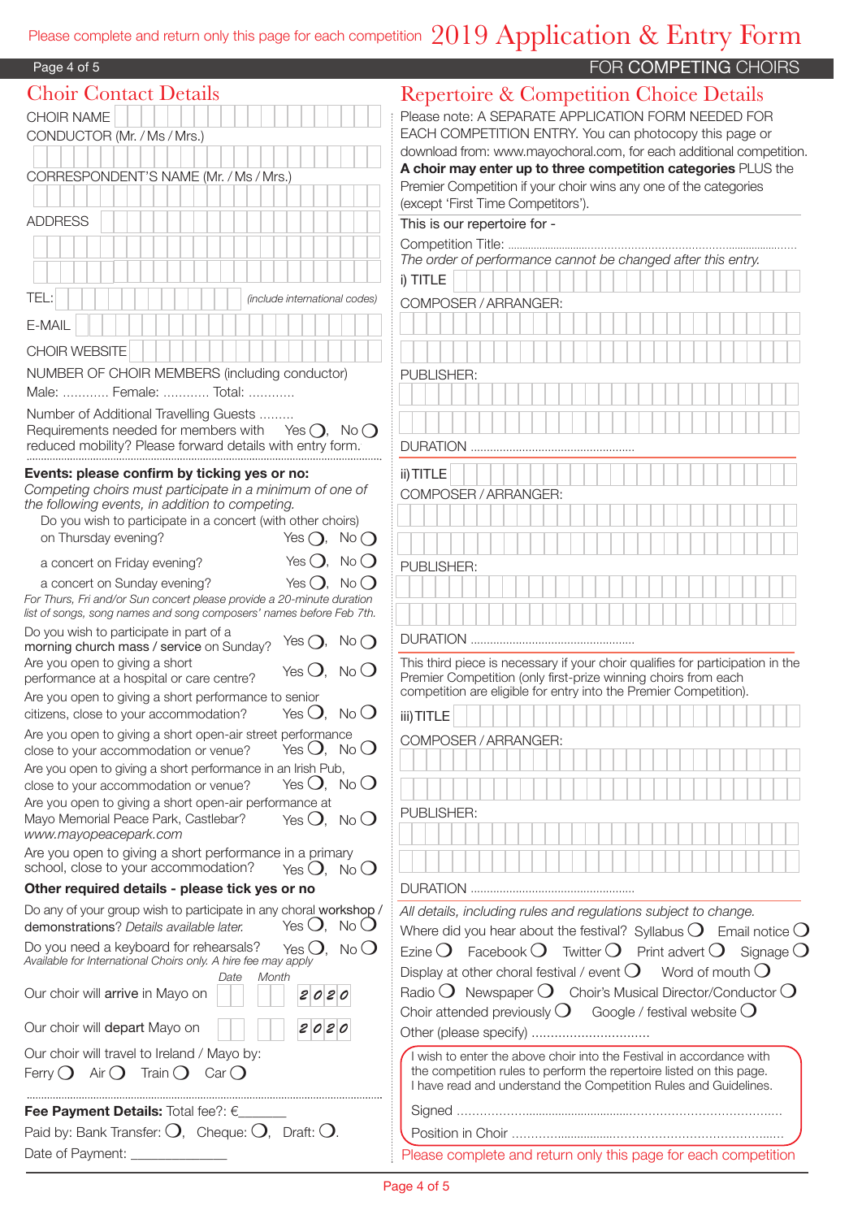Please complete and return only this page for each competition

# 2019 Application & Entry Form

FOR COMPETING CHOIRS

## Choir Contact Details

CHOIR NAME

CONDUCTOR (Mr. / Ms / Mrs.)

CORRESPONDENT'S NAME (Mr. / Ms / Mrs.)

ADDRESS

TEL: *(include international codes)*

E-MAIL

CHOIR WEBSITE

NUMBER OF CHOIR MEMBERS (including conductor)

Male: ............ Female: ............ Total: ............

Number of Additional Travelling Guests .........

Requirements needed for members with reduced mobility? Please forward details with entry form. Yes ◯, No ◯

**Events: please confirm by ticking yes or no:**

*Competing choirs must participate in a minimum of one of the following events, in addition to competing.*

Do you wish to participate in a concert (with other choirs) on Thursday evening? Yes ◯, No ◯

a concert on Friday evening? Yes ◯, No ◯

a concert on Sunday evening? Yes ◯, No ◯

*For Thurs, Fri and/or Sun concert please provide a 20-minute duration list of songs, song names and song composers' names before Feb 7th.*

Do you wish to participate in part of a morning church mass / service on Sunday? Yes ◯, No ◯

Are you open to giving a short performance at a hospital or care centre? Yes ◯, No ◯

Are you open to giving a short performance to senior citizens, close to your accommodation? Yes ◯, No ◯

Are you open to giving a short open-air street performance close to your accommodation or venue? Yes ◯, No ◯

Are you open to giving a short performance in an Irish Pub, close to your accommodation or venue? Yes ◯, No ◯

Are you open to giving a short open-air performance at Mayo Memorial Peace Park, Castlebar? Yes ◯, No ◯
*www.mayopeacepark.com*

Are you open to giving a short performance in a primary school, close to your accommodation? Yes ◯, No ◯

**Other required details - please tick yes or no**

Do any of your group wish to participate in any choral workshop / demonstrations? *Details available later.* Yes ◯, No ◯

Do you need a keyboard for rehearsals? Yes ◯, No ◯
*Available for International Choirs only. A hire fee may apply*

| | Date | Month | Year |
|---|---|---|---|
| Our choir will **arrive** in Mayo on | | | 2020 |
| Our choir will **depart** Mayo on | | | 2020 |

Our choir will travel to Ireland / Mayo by:

Ferry ◯ Air ◯ Train ◯ Car ◯

**Fee Payment Details:** Total fee?: €_______

Paid by: Bank Transfer: ◯, Cheque: ◯, Draft: ◯.

Date of Payment: _____________

## Repertoire & Competition Choice Details

Please note: A SEPARATE APPLICATION FORM NEEDED FOR EACH COMPETITION ENTRY. You can photocopy this page or download from: www.mayochoral.com, for each additional competition. **A choir may enter up to three competition categories** PLUS the Premier Competition if your choir wins any one of the categories (except 'First Time Competitors').

This is our repertoire for -

Competition Title: ..........................................................................................

*The order of performance cannot be changed after this entry.*

i) TITLE

COMPOSER / ARRANGER:

PUBLISHER:

DURATION ..................................................

ii) TITLE

COMPOSER / ARRANGER:

PUBLISHER:

DURATION ..................................................

This third piece is necessary if your choir qualifies for participation in the Premier Competition (only first-prize winning choirs from each competition are eligible for entry into the Premier Competition).

iii) TITLE

COMPOSER / ARRANGER:

PUBLISHER:

DURATION ..................................................

*All details, including rules and regulations subject to change.*

Where did you hear about the festival? Syllabus ◯ Email notice ◯ Ezine ◯ Facebook ◯ Twitter ◯ Print advert ◯ Signage ◯ Display at other choral festival / event ◯ Word of mouth ◯ Radio ◯ Newspaper ◯ Choir's Musical Director/Conductor ◯ Choir attended previously ◯ Google / festival website ◯

Other (please specify) ...............................

I wish to enter the above choir into the Festival in accordance with the competition rules to perform the repertoire listed on this page. I have read and understand the Competition Rules and Guidelines.

Signed ..........................................................................................

Position in Choir ..........................................................................

Please complete and return only this page for each competition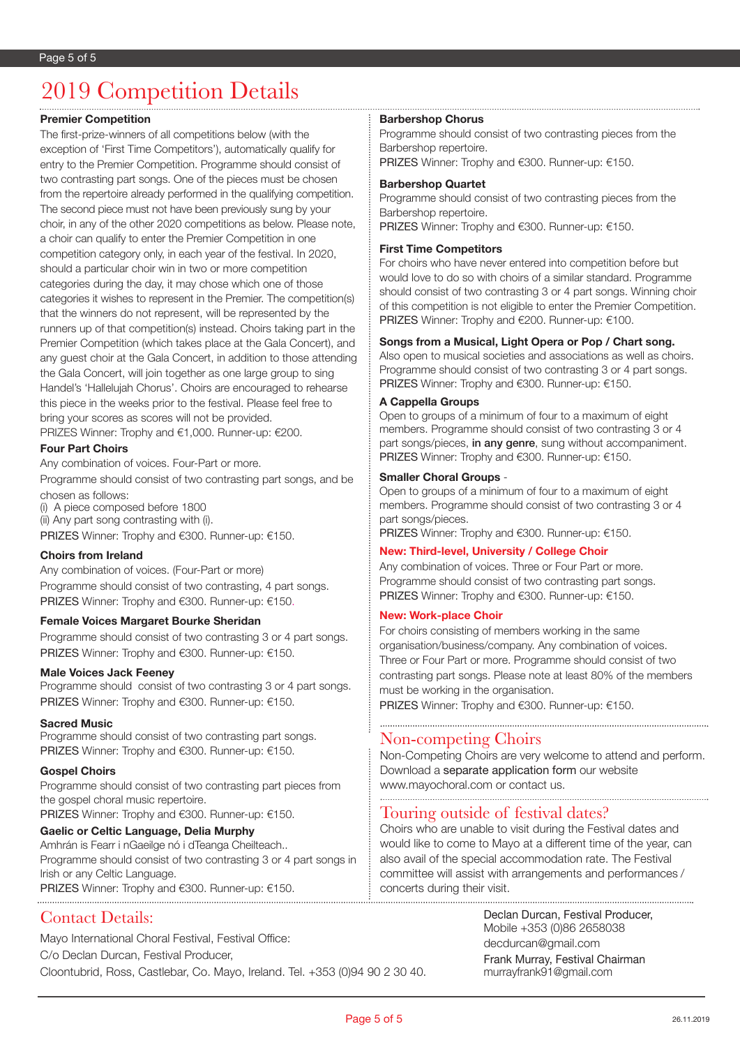# 2019 Competition Details

**Premier Competition**

The first-prize-winners of all competitions below (with the exception of 'First Time Competitors'), automatically qualify for entry to the Premier Competition. Programme should consist of two contrasting part songs. One of the pieces must be chosen from the repertoire already performed in the qualifying competition. The second piece must not have been previously sung by your choir, in any of the other 2020 competitions as below. Please note, a choir can qualify to enter the Premier Competition in one competition category only, in each year of the festival. In 2020, should a particular choir win in two or more competition categories during the day, it may chose which one of those categories it wishes to represent in the Premier. The competition(s) that the winners do not represent, will be represented by the runners up of that competition(s) instead. Choirs taking part in the Premier Competition (which takes place at the Gala Concert), and any guest choir at the Gala Concert, in addition to those attending the Gala Concert, will join together as one large group to sing Handel's 'Hallelujah Chorus'. Choirs are encouraged to rehearse this piece in the weeks prior to the festival. Please feel free to bring your scores as scores will not be provided.
PRIZES Winner: Trophy and €1,000. Runner-up: €200.

**Four Part Choirs**

Any combination of voices. Four-Part or more.
Programme should consist of two contrasting part songs, and be chosen as follows:
(i) A piece composed before 1800
(ii) Any part song contrasting with (i).
PRIZES Winner: Trophy and €300. Runner-up: €150.

**Choirs from Ireland**

Any combination of voices. (Four-Part or more)
Programme should consist of two contrasting, 4 part songs.
PRIZES Winner: Trophy and €300. Runner-up: €150.

**Female Voices Margaret Bourke Sheridan**

Programme should consist of two contrasting 3 or 4 part songs.
PRIZES Winner: Trophy and €300. Runner-up: €150.

**Male Voices Jack Feeney**

Programme should consist of two contrasting 3 or 4 part songs.
PRIZES Winner: Trophy and €300. Runner-up: €150.

**Sacred Music**

Programme should consist of two contrasting part songs.
PRIZES Winner: Trophy and €300. Runner-up: €150.

**Gospel Choirs**

Programme should consist of two contrasting part pieces from the gospel choral music repertoire.
PRIZES Winner: Trophy and €300. Runner-up: €150.

**Gaelic or Celtic Language, Delia Murphy**

Amhrán is Fearr i nGaeilge nó i dTeanga Cheilteach..
Programme should consist of two contrasting 3 or 4 part songs in Irish or any Celtic Language.
PRIZES Winner: Trophy and €300. Runner-up: €150.

**Barbershop Chorus**

Programme should consist of two contrasting pieces from the Barbershop repertoire.
PRIZES Winner: Trophy and €300. Runner-up: €150.

**Barbershop Quartet**

Programme should consist of two contrasting pieces from the Barbershop repertoire.
PRIZES Winner: Trophy and €300. Runner-up: €150.

**First Time Competitors**

For choirs who have never entered into competition before but would love to do so with choirs of a similar standard. Programme should consist of two contrasting 3 or 4 part songs. Winning choir of this competition is not eligible to enter the Premier Competition.
PRIZES Winner: Trophy and €200. Runner-up: €100.

**Songs from a Musical, Light Opera or Pop / Chart song.**

Also open to musical societies and associations as well as choirs. Programme should consist of two contrasting 3 or 4 part songs.
PRIZES Winner: Trophy and €300. Runner-up: €150.

**A Cappella Groups**

Open to groups of a minimum of four to a maximum of eight members. Programme should consist of two contrasting 3 or 4 part songs/pieces, **in any genre**, sung without accompaniment.
PRIZES Winner: Trophy and €300. Runner-up: €150.

**Smaller Choral Groups** -

Open to groups of a minimum of four to a maximum of eight members. Programme should consist of two contrasting 3 or 4 part songs/pieces.
PRIZES Winner: Trophy and €300. Runner-up: €150.

**New: Third-level, University / College Choir**

Any combination of voices. Three or Four Part or more.
Programme should consist of two contrasting part songs.
PRIZES Winner: Trophy and €300. Runner-up: €150.

**New: Work-place Choir**

For choirs consisting of members working in the same organisation/business/company. Any combination of voices. Three or Four Part or more. Programme should consist of two contrasting part songs. Please note at least 80% of the members must be working in the organisation.
PRIZES Winner: Trophy and €300. Runner-up: €150.

## Non-competing Choirs

Non-Competing Choirs are very welcome to attend and perform. Download a separate application form our website www.mayochoral.com or contact us.

## Touring outside of festival dates?

Choirs who are unable to visit during the Festival dates and would like to come to Mayo at a different time of the year, can also avail of the special accommodation rate. The Festival committee will assist with arrangements and performances / concerts during their visit.

## Contact Details:

Mayo International Choral Festival, Festival Office:
C/o Declan Durcan, Festival Producer,
Cloontubrid, Ross, Castlebar, Co. Mayo, Ireland. Tel. +353 (0)94 90 2 30 40.

Declan Durcan, Festival Producer,
Mobile +353 (0)86 2658038
decdurcan@gmail.com
Frank Murray, Festival Chairman
murrayfrank91@gmail.com

26.11.2019